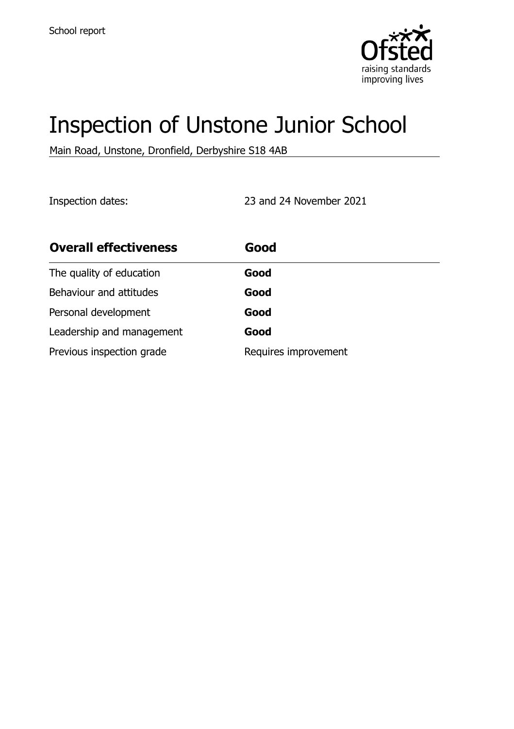School report

# Inspection of Unstone Junior School

Main Road, Unstone, Dronfield, Derbyshire S18 4AB

Inspection dates: 23 and 24 November 2021

| **Overall effectiveness** | **Good** |
| --- | --- |
| The quality of education | **Good** |
| Behaviour and attitudes | **Good** |
| Personal development | **Good** |
| Leadership and management | **Good** |
| Previous inspection grade | Requires improvement |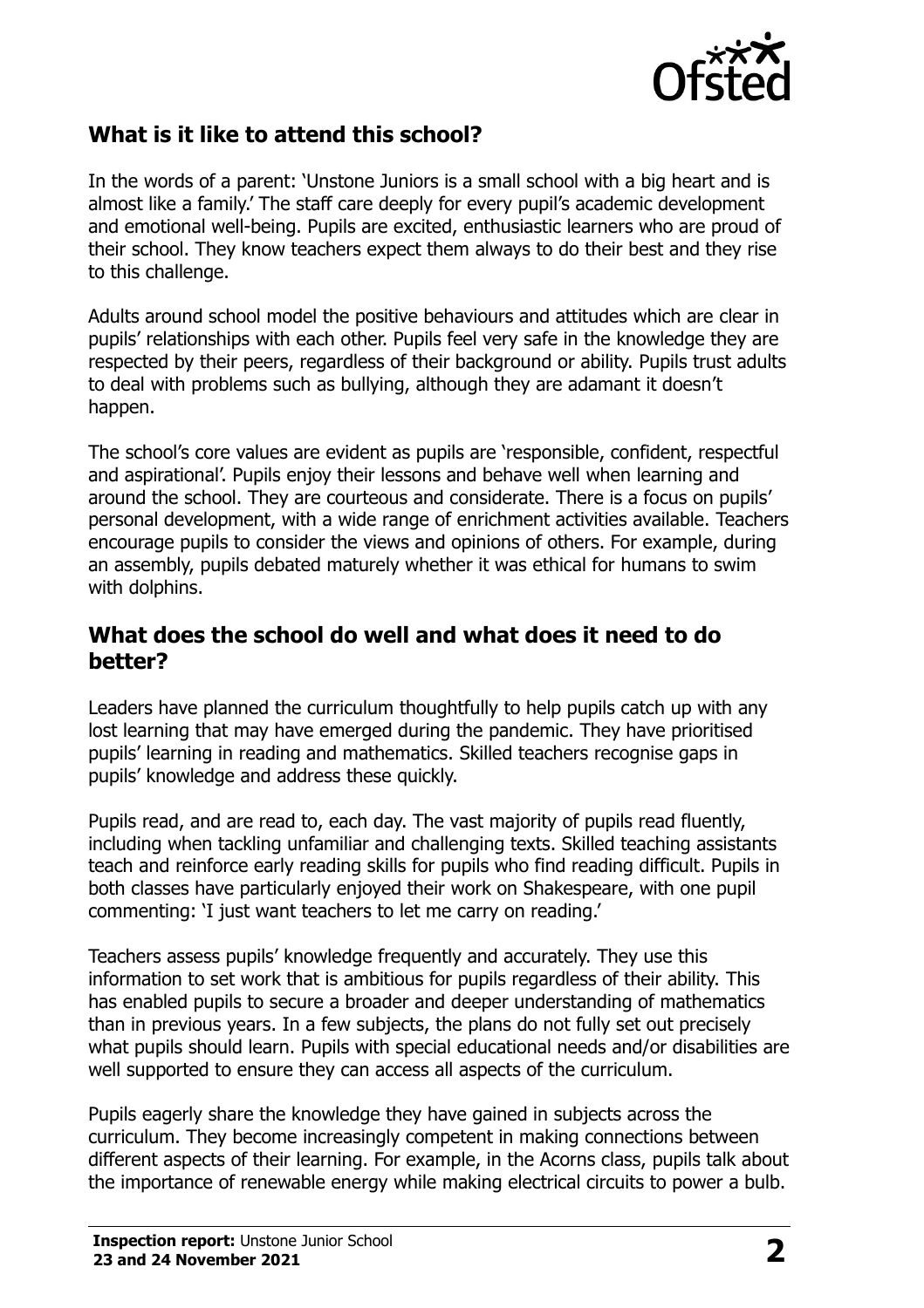## What is it like to attend this school?

In the words of a parent: 'Unstone Juniors is a small school with a big heart and is almost like a family.' The staff care deeply for every pupil's academic development and emotional well-being. Pupils are excited, enthusiastic learners who are proud of their school. They know teachers expect them always to do their best and they rise to this challenge.

Adults around school model the positive behaviours and attitudes which are clear in pupils' relationships with each other. Pupils feel very safe in the knowledge they are respected by their peers, regardless of their background or ability. Pupils trust adults to deal with problems such as bullying, although they are adamant it doesn't happen.

The school's core values are evident as pupils are 'responsible, confident, respectful and aspirational'. Pupils enjoy their lessons and behave well when learning and around the school. They are courteous and considerate. There is a focus on pupils' personal development, with a wide range of enrichment activities available. Teachers encourage pupils to consider the views and opinions of others. For example, during an assembly, pupils debated maturely whether it was ethical for humans to swim with dolphins.

## What does the school do well and what does it need to do better?

Leaders have planned the curriculum thoughtfully to help pupils catch up with any lost learning that may have emerged during the pandemic. They have prioritised pupils' learning in reading and mathematics. Skilled teachers recognise gaps in pupils' knowledge and address these quickly.

Pupils read, and are read to, each day. The vast majority of pupils read fluently, including when tackling unfamiliar and challenging texts. Skilled teaching assistants teach and reinforce early reading skills for pupils who find reading difficult. Pupils in both classes have particularly enjoyed their work on Shakespeare, with one pupil commenting: 'I just want teachers to let me carry on reading.'

Teachers assess pupils' knowledge frequently and accurately. They use this information to set work that is ambitious for pupils regardless of their ability. This has enabled pupils to secure a broader and deeper understanding of mathematics than in previous years. In a few subjects, the plans do not fully set out precisely what pupils should learn. Pupils with special educational needs and/or disabilities are well supported to ensure they can access all aspects of the curriculum.

Pupils eagerly share the knowledge they have gained in subjects across the curriculum. They become increasingly competent in making connections between different aspects of their learning. For example, in the Acorns class, pupils talk about the importance of renewable energy while making electrical circuits to power a bulb.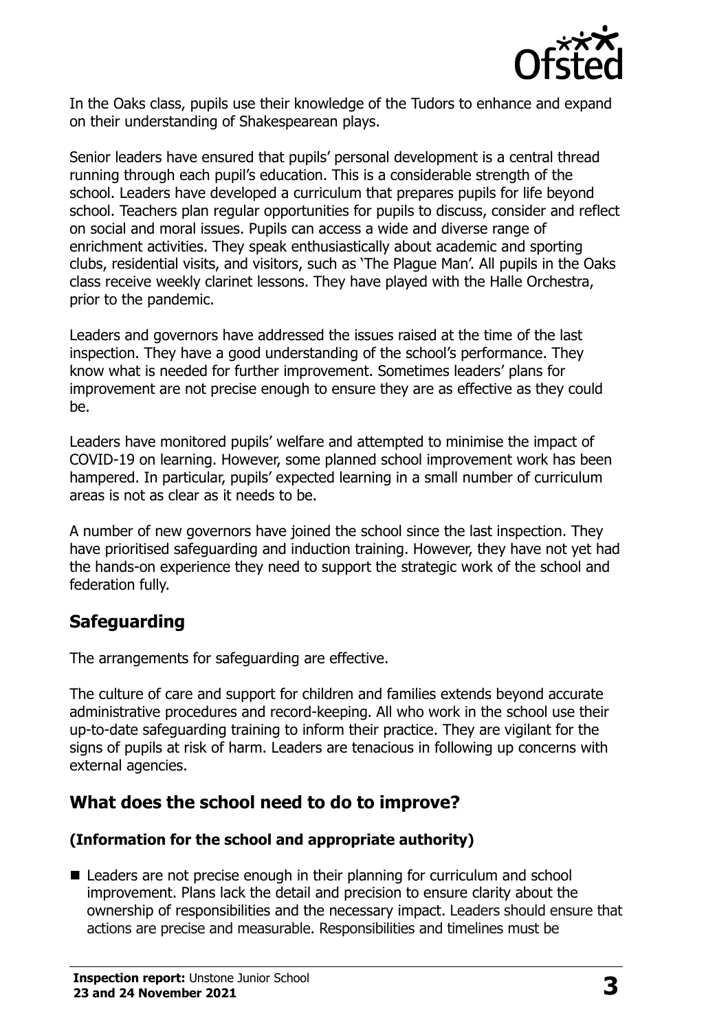In the Oaks class, pupils use their knowledge of the Tudors to enhance and expand on their understanding of Shakespearean plays.

Senior leaders have ensured that pupils' personal development is a central thread running through each pupil's education. This is a considerable strength of the school. Leaders have developed a curriculum that prepares pupils for life beyond school. Teachers plan regular opportunities for pupils to discuss, consider and reflect on social and moral issues. Pupils can access a wide and diverse range of enrichment activities. They speak enthusiastically about academic and sporting clubs, residential visits, and visitors, such as 'The Plague Man'. All pupils in the Oaks class receive weekly clarinet lessons. They have played with the Halle Orchestra, prior to the pandemic.

Leaders and governors have addressed the issues raised at the time of the last inspection. They have a good understanding of the school's performance. They know what is needed for further improvement. Sometimes leaders' plans for improvement are not precise enough to ensure they are as effective as they could be.

Leaders have monitored pupils' welfare and attempted to minimise the impact of COVID-19 on learning. However, some planned school improvement work has been hampered. In particular, pupils' expected learning in a small number of curriculum areas is not as clear as it needs to be.

A number of new governors have joined the school since the last inspection. They have prioritised safeguarding and induction training. However, they have not yet had the hands-on experience they need to support the strategic work of the school and federation fully.

## Safeguarding

The arrangements for safeguarding are effective.

The culture of care and support for children and families extends beyond accurate administrative procedures and record-keeping. All who work in the school use their up-to-date safeguarding training to inform their practice. They are vigilant for the signs of pupils at risk of harm. Leaders are tenacious in following up concerns with external agencies.

## What does the school need to do to improve?

### (Information for the school and appropriate authority)

- Leaders are not precise enough in their planning for curriculum and school improvement. Plans lack the detail and precision to ensure clarity about the ownership of responsibilities and the necessary impact. Leaders should ensure that actions are precise and measurable. Responsibilities and timelines must be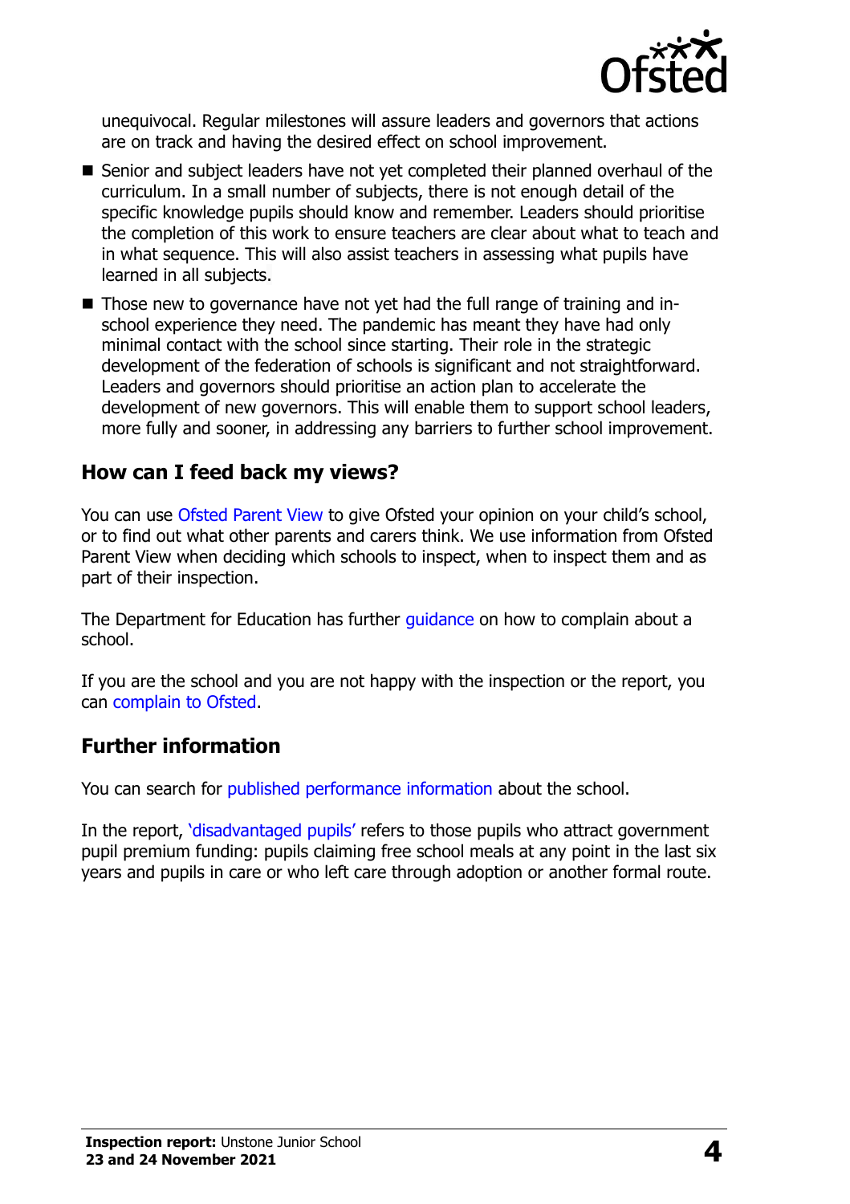unequivocal. Regular milestones will assure leaders and governors that actions are on track and having the desired effect on school improvement.

- Senior and subject leaders have not yet completed their planned overhaul of the curriculum. In a small number of subjects, there is not enough detail of the specific knowledge pupils should know and remember. Leaders should prioritise the completion of this work to ensure teachers are clear about what to teach and in what sequence. This will also assist teachers in assessing what pupils have learned in all subjects.
- Those new to governance have not yet had the full range of training and in-school experience they need. The pandemic has meant they have had only minimal contact with the school since starting. Their role in the strategic development of the federation of schools is significant and not straightforward. Leaders and governors should prioritise an action plan to accelerate the development of new governors. This will enable them to support school leaders, more fully and sooner, in addressing any barriers to further school improvement.

## How can I feed back my views?

You can use Ofsted Parent View to give Ofsted your opinion on your child's school, or to find out what other parents and carers think. We use information from Ofsted Parent View when deciding which schools to inspect, when to inspect them and as part of their inspection.

The Department for Education has further guidance on how to complain about a school.

If you are the school and you are not happy with the inspection or the report, you can complain to Ofsted.

## Further information

You can search for published performance information about the school.

In the report, 'disadvantaged pupils' refers to those pupils who attract government pupil premium funding: pupils claiming free school meals at any point in the last six years and pupils in care or who left care through adoption or another formal route.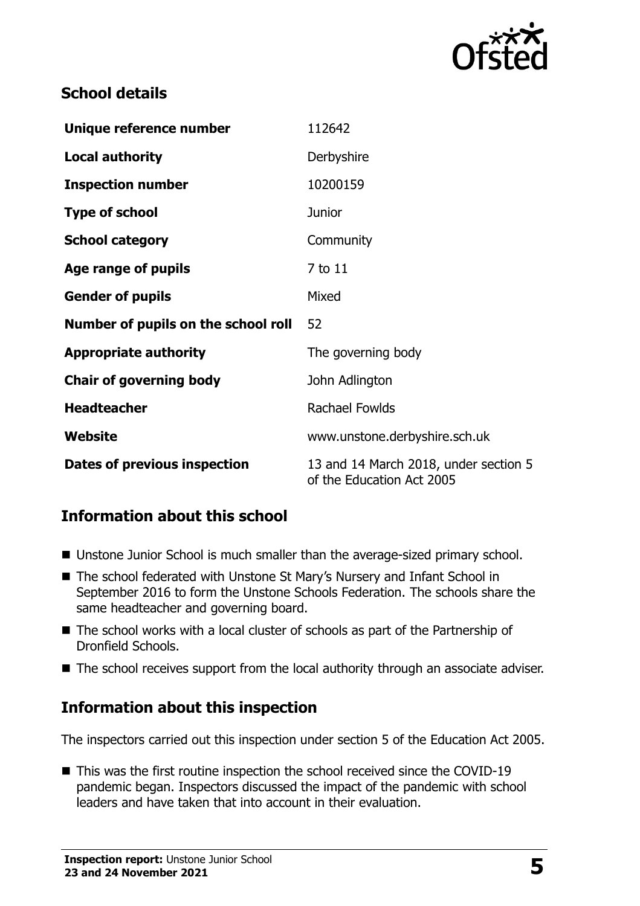## School details

| | |
|---|---|
| **Unique reference number** | 112642 |
| **Local authority** | Derbyshire |
| **Inspection number** | 10200159 |
| **Type of school** | Junior |
| **School category** | Community |
| **Age range of pupils** | 7 to 11 |
| **Gender of pupils** | Mixed |
| **Number of pupils on the school roll** | 52 |
| **Appropriate authority** | The governing body |
| **Chair of governing body** | John Adlington |
| **Headteacher** | Rachael Fowlds |
| **Website** | www.unstone.derbyshire.sch.uk |
| **Dates of previous inspection** | 13 and 14 March 2018, under section 5 of the Education Act 2005 |

## Information about this school

- Unstone Junior School is much smaller than the average-sized primary school.
- The school federated with Unstone St Mary's Nursery and Infant School in September 2016 to form the Unstone Schools Federation. The schools share the same headteacher and governing board.
- The school works with a local cluster of schools as part of the Partnership of Dronfield Schools.
- The school receives support from the local authority through an associate adviser.

## Information about this inspection

The inspectors carried out this inspection under section 5 of the Education Act 2005.

- This was the first routine inspection the school received since the COVID-19 pandemic began. Inspectors discussed the impact of the pandemic with school leaders and have taken that into account in their evaluation.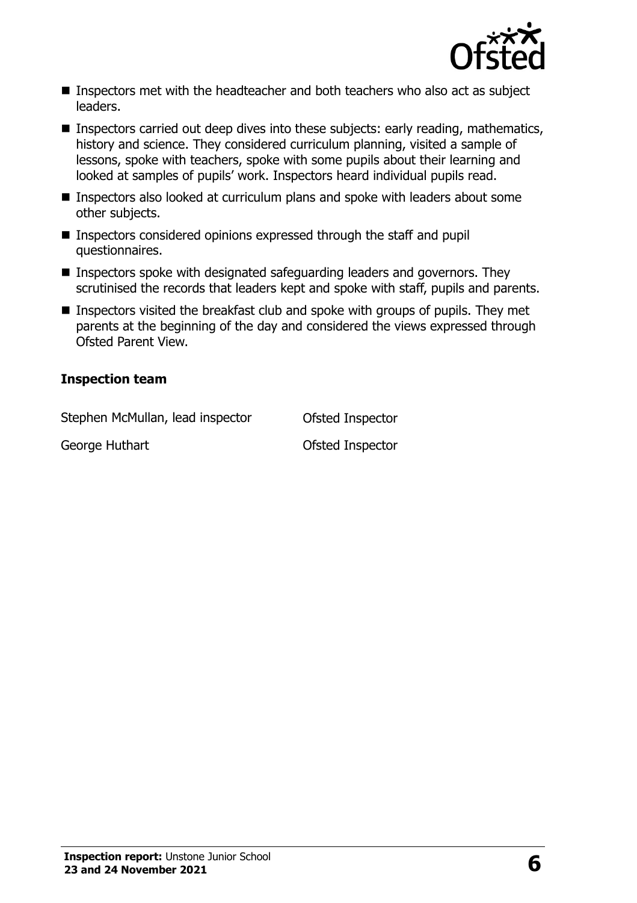- Inspectors met with the headteacher and both teachers who also act as subject leaders.
- Inspectors carried out deep dives into these subjects: early reading, mathematics, history and science. They considered curriculum planning, visited a sample of lessons, spoke with teachers, spoke with some pupils about their learning and looked at samples of pupils' work. Inspectors heard individual pupils read.
- Inspectors also looked at curriculum plans and spoke with leaders about some other subjects.
- Inspectors considered opinions expressed through the staff and pupil questionnaires.
- Inspectors spoke with designated safeguarding leaders and governors. They scrutinised the records that leaders kept and spoke with staff, pupils and parents.
- Inspectors visited the breakfast club and spoke with groups of pupils. They met parents at the beginning of the day and considered the views expressed through Ofsted Parent View.

### Inspection team

| | |
|---|---|
| Stephen McMullan, lead inspector | Ofsted Inspector |
| George Huthart | Ofsted Inspector |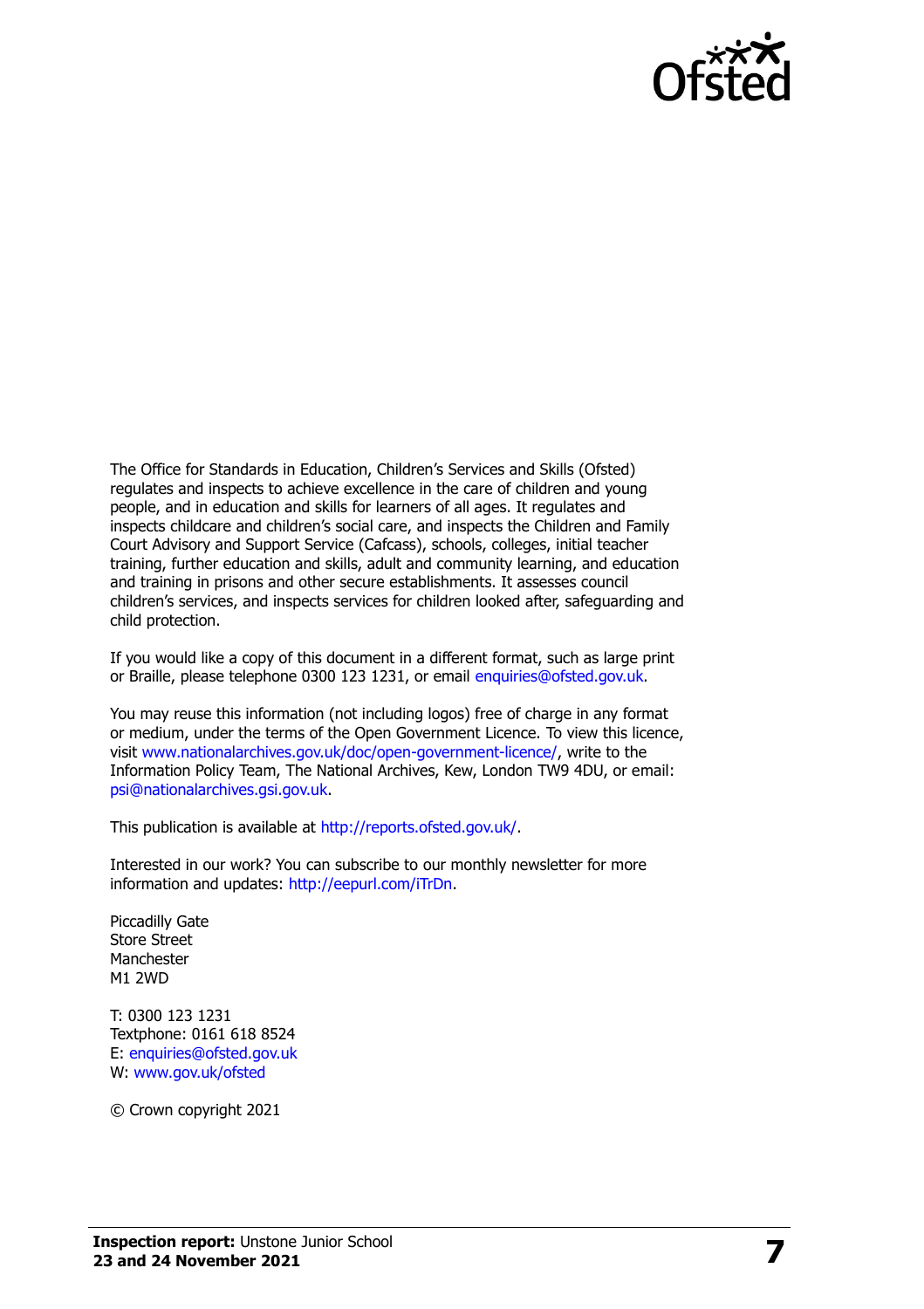The Office for Standards in Education, Children's Services and Skills (Ofsted) regulates and inspects to achieve excellence in the care of children and young people, and in education and skills for learners of all ages. It regulates and inspects childcare and children's social care, and inspects the Children and Family Court Advisory and Support Service (Cafcass), schools, colleges, initial teacher training, further education and skills, adult and community learning, and education and training in prisons and other secure establishments. It assesses council children's services, and inspects services for children looked after, safeguarding and child protection.

If you would like a copy of this document in a different format, such as large print or Braille, please telephone 0300 123 1231, or email enquiries@ofsted.gov.uk.

You may reuse this information (not including logos) free of charge in any format or medium, under the terms of the Open Government Licence. To view this licence, visit www.nationalarchives.gov.uk/doc/open-government-licence/, write to the Information Policy Team, The National Archives, Kew, London TW9 4DU, or email: psi@nationalarchives.gsi.gov.uk.

This publication is available at http://reports.ofsted.gov.uk/.

Interested in our work? You can subscribe to our monthly newsletter for more information and updates: http://eepurl.com/iTrDn.

Piccadilly Gate
Store Street
Manchester
M1 2WD

T: 0300 123 1231
Textphone: 0161 618 8524
E: enquiries@ofsted.gov.uk
W: www.gov.uk/ofsted

© Crown copyright 2021